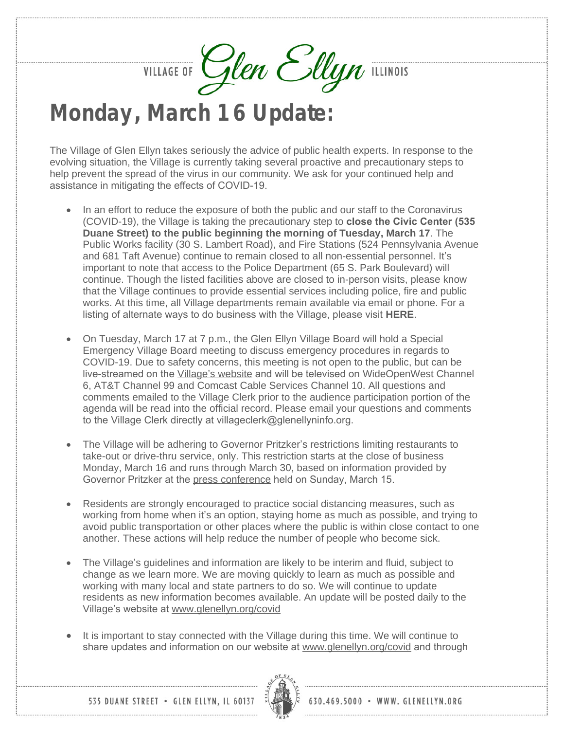# Monday, March 16 Update:

The Village of Glen Ellyn takes seriously the advice of public health experts. In response to the evolving situation, the Village is currently taking several proactive and precautionary steps to help prevent the spread of the virus in our community. We ask for your continued help and assistance in mitigating the effects of COVID-19.

- In an effort to reduce the exposure of both the public and our staff to the Coronavirus (COVID-19), the Village is taking the precautionary step to **close the Civic Center (535 Duane Street) to the public beginning the morning of Tuesday, March 17**. The Public Works facility (30 S. Lambert Road), and Fire Stations (524 Pennsylvania Avenue and 681 Taft Avenue) continue to remain closed to all non-essential personnel. It's important to note that access to the Police Department (65 S. Park Boulevard) will continue. Though the listed facilities above are closed to in-person visits, please know that the Village continues to provide essential services including police, fire and public works. At this time, all Village departments remain available via email or phone. For a listing of alternate ways to do business with the Village, please visit **HERE**.

- On Tuesday, March 17 at 7 p.m., the Glen Ellyn Village Board will hold a Special Emergency Village Board meeting to discuss emergency procedures in regards to COVID-19. Due to safety concerns, this meeting is not open to the public, but can be live-streamed on the Village's website and will be televised on WideOpenWest Channel 6, AT&T Channel 99 and Comcast Cable Services Channel 10. All questions and comments emailed to the Village Clerk prior to the audience participation portion of the agenda will be read into the official record. Please email your questions and comments to the Village Clerk directly at villageclerk@glenellyninfo.org.

- The Village will be adhering to Governor Pritzker's restrictions limiting restaurants to take-out or drive-thru service, only. This restriction starts at the close of business Monday, March 16 and runs through March 30, based on information provided by Governor Pritzker at the press conference held on Sunday, March 15.

- Residents are strongly encouraged to practice social distancing measures, such as working from home when it's an option, staying home as much as possible, and trying to avoid public transportation or other places where the public is within close contact to one another. These actions will help reduce the number of people who become sick.

- The Village's guidelines and information are likely to be interim and fluid, subject to change as we learn more. We are moving quickly to learn as much as possible and working with many local and state partners to do so. We will continue to update residents as new information becomes available. An update will be posted daily to the Village's website at www.glenellyn.org/covid

- It is important to stay connected with the Village during this time. We will continue to share updates and information on our website at www.glenellyn.org/covid and through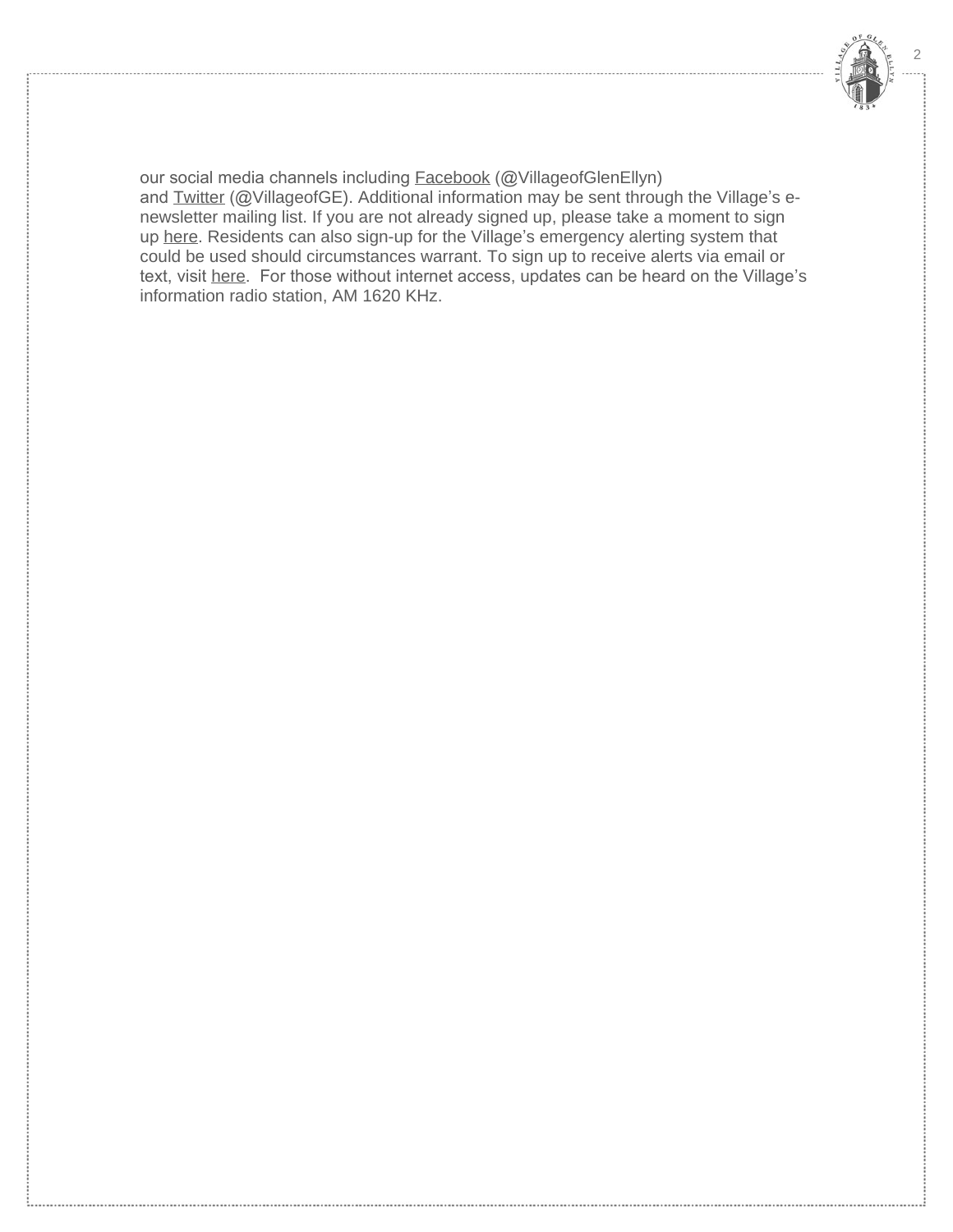our social media channels including Facebook (@VillageofGlenEllyn) and Twitter (@VillageofGE). Additional information may be sent through the Village's e-newsletter mailing list. If you are not already signed up, please take a moment to sign up here. Residents can also sign-up for the Village's emergency alerting system that could be used should circumstances warrant. To sign up to receive alerts via email or text, visit here. For those without internet access, updates can be heard on the Village's information radio station, AM 1620 KHz.